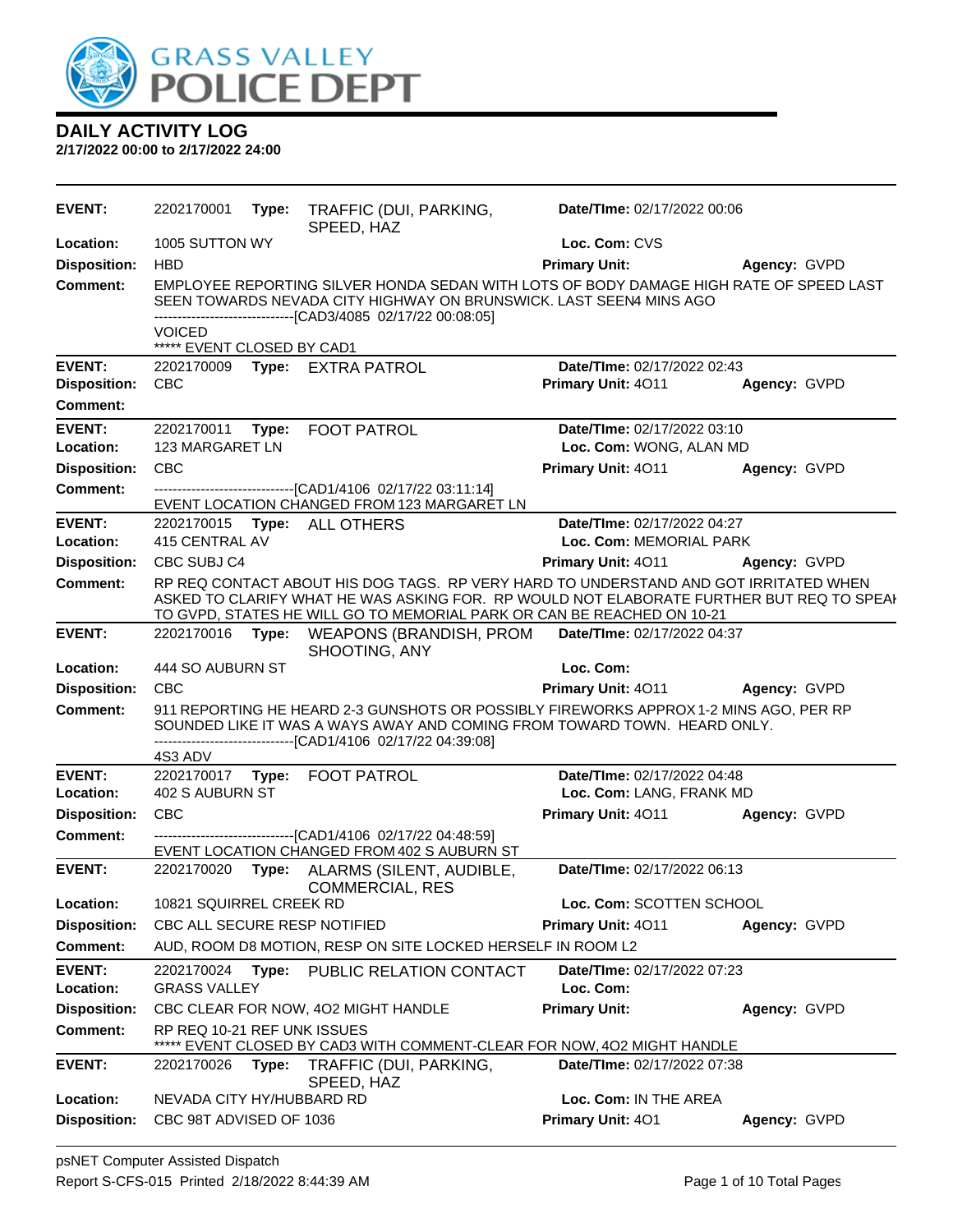# GRASS VALLEY POLICE DEPT

## DAILY ACTIVITY LOG

**2/17/2022 00:00 to 2/17/2022 24:00**

| | | | | |
|---|---|---|---|---|
| **EVENT:** | 2202170001 **Type:** TRAFFIC (DUI, PARKING, SPEED, HAZ | **Date/TIme:** 02/17/2022 00:06 | | |
| **Location:** | 1005 SUTTON WY | **Loc. Com:** CVS | | |
| **Disposition:** | HBD | **Primary Unit:** | **Agency:** GVPD | |
| **Comment:** | EMPLOYEE REPORTING SILVER HONDA SEDAN WITH LOTS OF BODY DAMAGE HIGH RATE OF SPEED LAST SEEN TOWARDS NEVADA CITY HIGHWAY ON BRUNSWICK. LAST SEEN4 MINS AGO<br>------------------------------[CAD3/4085 02/17/22 00:08:05]<br>VOICED<br>***** EVENT CLOSED BY CAD1 | | | |

| | | | | |
|---|---|---|---|---|
| **EVENT:** | 2202170009 **Type:** EXTRA PATROL | **Date/TIme:** 02/17/2022 02:43 | | |
| **Disposition:** | CBC | **Primary Unit:** 4O11 | **Agency:** GVPD | |
| **Comment:** | | | | |

| | | | | |
|---|---|---|---|---|
| **EVENT:** | 2202170011 **Type:** FOOT PATROL | **Date/TIme:** 02/17/2022 03:10 | | |
| **Location:** | 123 MARGARET LN | **Loc. Com:** WONG, ALAN MD | | |
| **Disposition:** | CBC | **Primary Unit:** 4O11 | **Agency:** GVPD | |
| **Comment:** | ------------------------------[CAD1/4106 02/17/22 03:11:14]<br>EVENT LOCATION CHANGED FROM 123 MARGARET LN | | | |

| | | | | |
|---|---|---|---|---|
| **EVENT:** | 2202170015 **Type:** ALL OTHERS | **Date/TIme:** 02/17/2022 04:27 | | |
| **Location:** | 415 CENTRAL AV | **Loc. Com:** MEMORIAL PARK | | |
| **Disposition:** | CBC SUBJ C4 | **Primary Unit:** 4O11 | **Agency:** GVPD | |
| **Comment:** | RP REQ CONTACT ABOUT HIS DOG TAGS. RP VERY HARD TO UNDERSTAND AND GOT IRRITATED WHEN ASKED TO CLARIFY WHAT HE WAS ASKING FOR. RP WOULD NOT ELABORATE FURTHER BUT REQ TO SPEAK TO GVPD, STATES HE WILL GO TO MEMORIAL PARK OR CAN BE REACHED ON 10-21 | | | |

| | | | | |
|---|---|---|---|---|
| **EVENT:** | 2202170016 **Type:** WEAPONS (BRANDISH, PROM SHOOTING, ANY | **Date/TIme:** 02/17/2022 04:37 | | |
| **Location:** | 444 SO AUBURN ST | **Loc. Com:** | | |
| **Disposition:** | CBC | **Primary Unit:** 4O11 | **Agency:** GVPD | |
| **Comment:** | 911 REPORTING HE HEARD 2-3 GUNSHOTS OR POSSIBLY FIREWORKS APPROX 1-2 MINS AGO, PER RP SOUNDED LIKE IT WAS A WAYS AWAY AND COMING FROM TOWARD TOWN. HEARD ONLY.<br>------------------------------[CAD1/4106 02/17/22 04:39:08]<br>4S3 ADV | | | |

| | | | | |
|---|---|---|---|---|
| **EVENT:** | 2202170017 **Type:** FOOT PATROL | **Date/TIme:** 02/17/2022 04:48 | | |
| **Location:** | 402 S AUBURN ST | **Loc. Com:** LANG, FRANK MD | | |
| **Disposition:** | CBC | **Primary Unit:** 4O11 | **Agency:** GVPD | |
| **Comment:** | ------------------------------[CAD1/4106 02/17/22 04:48:59]<br>EVENT LOCATION CHANGED FROM 402 S AUBURN ST | | | |

| | | | | |
|---|---|---|---|---|
| **EVENT:** | 2202170020 **Type:** ALARMS (SILENT, AUDIBLE, COMMERCIAL, RES | **Date/TIme:** 02/17/2022 06:13 | | |
| **Location:** | 10821 SQUIRREL CREEK RD | **Loc. Com:** SCOTTEN SCHOOL | | |
| **Disposition:** | CBC ALL SECURE RESP NOTIFIED | **Primary Unit:** 4O11 | **Agency:** GVPD | |
| **Comment:** | AUD, ROOM D8 MOTION, RESP ON SITE LOCKED HERSELF IN ROOM L2 | | | |

| | | | | |
|---|---|---|---|---|
| **EVENT:** | 2202170024 **Type:** PUBLIC RELATION CONTACT | **Date/TIme:** 02/17/2022 07:23 | | |
| **Location:** | GRASS VALLEY | **Loc. Com:** | | |
| **Disposition:** | CBC CLEAR FOR NOW, 4O2 MIGHT HANDLE | **Primary Unit:** | **Agency:** GVPD | |
| **Comment:** | RP REQ 10-21 REF UNK ISSUES<br>***** EVENT CLOSED BY CAD3 WITH COMMENT-CLEAR FOR NOW, 4O2 MIGHT HANDLE | | | |

| | | | | |
|---|---|---|---|---|
| **EVENT:** | 2202170026 **Type:** TRAFFIC (DUI, PARKING, SPEED, HAZ | **Date/TIme:** 02/17/2022 07:38 | | |
| **Location:** | NEVADA CITY HY/HUBBARD RD | **Loc. Com:** IN THE AREA | | |
| **Disposition:** | CBC 98T ADVISED OF 1036 | **Primary Unit:** 4O1 | **Agency:** GVPD | |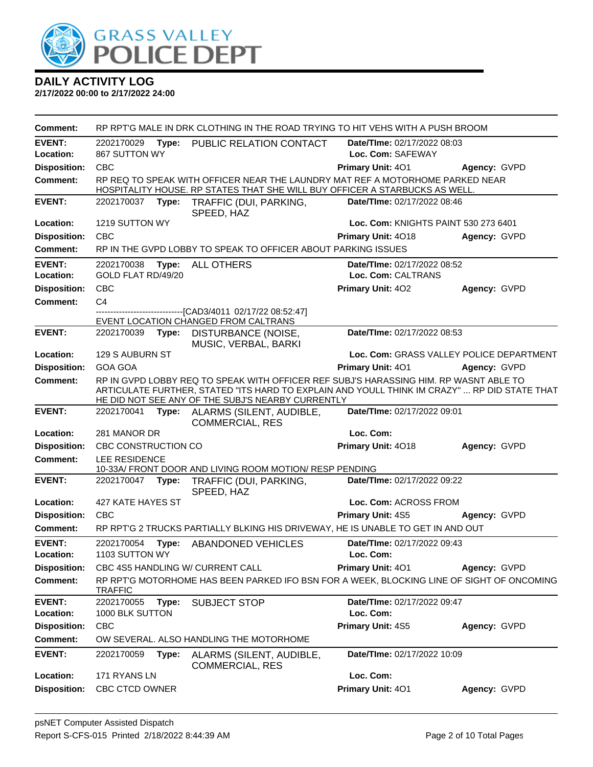# GRASS VALLEY POLICE DEPT

## DAILY ACTIVITY LOG

**2/17/2022 00:00 to 2/17/2022 24:00**

**Comment:** RP RPT'G MALE IN DRK CLOTHING IN THE ROAD TRYING TO HIT VEHS WITH A PUSH BROOM

---

**EVENT:** 2202170029 **Type:** PUBLIC RELATION CONTACT **Date/TIme:** 02/17/2022 08:03
**Location:** 867 SUTTON WY **Loc. Com:** SAFEWAY
**Disposition:** CBC **Primary Unit:** 4O1 **Agency:** GVPD
**Comment:** RP REQ TO SPEAK WITH OFFICER NEAR THE LAUNDRY MAT REF A MOTORHOME PARKED NEAR HOSPITALITY HOUSE. RP STATES THAT SHE WILL BUY OFFICER A STARBUCKS AS WELL.

---

**EVENT:** 2202170037 **Type:** TRAFFIC (DUI, PARKING, SPEED, HAZ **Date/TIme:** 02/17/2022 08:46
**Location:** 1219 SUTTON WY **Loc. Com:** KNIGHTS PAINT 530 273 6401
**Disposition:** CBC **Primary Unit:** 4O18 **Agency:** GVPD
**Comment:** RP IN THE GVPD LOBBY TO SPEAK TO OFFICER ABOUT PARKING ISSUES

---

**EVENT:** 2202170038 **Type:** ALL OTHERS **Date/TIme:** 02/17/2022 08:52
**Location:** GOLD FLAT RD/49/20 **Loc. Com:** CALTRANS
**Disposition:** CBC **Primary Unit:** 4O2 **Agency:** GVPD
**Comment:** C4
------------------------------[CAD3/4011 02/17/22 08:52:47]
EVENT LOCATION CHANGED FROM CALTRANS

---

**EVENT:** 2202170039 **Type:** DISTURBANCE (NOISE, MUSIC, VERBAL, BARKI **Date/TIme:** 02/17/2022 08:53
**Location:** 129 S AUBURN ST **Loc. Com:** GRASS VALLEY POLICE DEPARTMENT
**Disposition:** GOA GOA **Primary Unit:** 4O1 **Agency:** GVPD
**Comment:** RP IN GVPD LOBBY REQ TO SPEAK WITH OFFICER REF SUBJ'S HARASSING HIM. RP WASNT ABLE TO ARTICULATE FURTHER, STATED "ITS HARD TO EXPLAIN AND YOULL THINK IM CRAZY" ... RP DID STATE THAT HE DID NOT SEE ANY OF THE SUBJ'S NEARBY CURRENTLY

---

**EVENT:** 2202170041 **Type:** ALARMS (SILENT, AUDIBLE, COMMERCIAL, RES **Date/TIme:** 02/17/2022 09:01
**Location:** 281 MANOR DR **Loc. Com:**
**Disposition:** CBC CONSTRUCTION CO **Primary Unit:** 4O18 **Agency:** GVPD
**Comment:** LEE RESIDENCE
10-33A/ FRONT DOOR AND LIVING ROOM MOTION/ RESP PENDING

---

**EVENT:** 2202170047 **Type:** TRAFFIC (DUI, PARKING, SPEED, HAZ **Date/TIme:** 02/17/2022 09:22
**Location:** 427 KATE HAYES ST **Loc. Com:** ACROSS FROM
**Disposition:** CBC **Primary Unit:** 4S5 **Agency:** GVPD
**Comment:** RP RPT'G 2 TRUCKS PARTIALLY BLKING HIS DRIVEWAY, HE IS UNABLE TO GET IN AND OUT

---

**EVENT:** 2202170054 **Type:** ABANDONED VEHICLES **Date/TIme:** 02/17/2022 09:43
**Location:** 1103 SUTTON WY **Loc. Com:**
**Disposition:** CBC 4S5 HANDLING W/ CURRENT CALL **Primary Unit:** 4O1 **Agency:** GVPD
**Comment:** RP RPT'G MOTORHOME HAS BEEN PARKED IFO BSN FOR A WEEK, BLOCKING LINE OF SIGHT OF ONCOMING TRAFFIC

---

**EVENT:** 2202170055 **Type:** SUBJECT STOP **Date/TIme:** 02/17/2022 09:47
**Location:** 1000 BLK SUTTON **Loc. Com:**
**Disposition:** CBC **Primary Unit:** 4S5 **Agency:** GVPD
**Comment:** OW SEVERAL. ALSO HANDLING THE MOTORHOME

---

**EVENT:** 2202170059 **Type:** ALARMS (SILENT, AUDIBLE, COMMERCIAL, RES **Date/TIme:** 02/17/2022 10:09
**Location:** 171 RYANS LN **Loc. Com:**
**Disposition:** CBC CTCD OWNER **Primary Unit:** 4O1 **Agency:** GVPD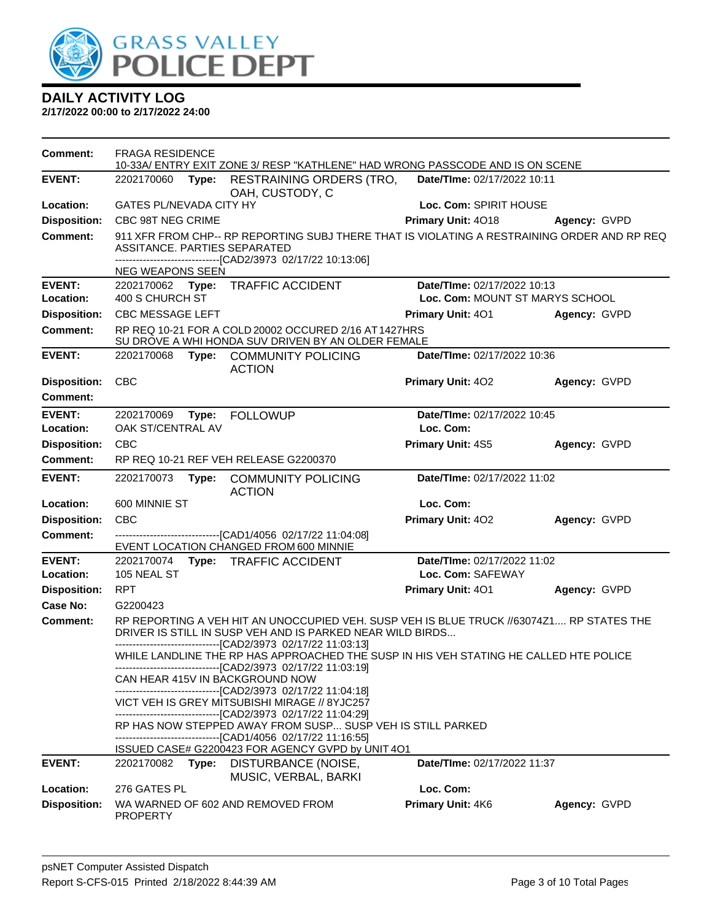# DAILY ACTIVITY LOG

**2/17/2022 00:00 to 2/17/2022 24:00**

**Comment:** FRAGA RESIDENCE
10-33A/ ENTRY EXIT ZONE 3/ RESP "KATHLENE" HAD WRONG PASSCODE AND IS ON SCENE

---

**EVENT:** 2202170060 **Type:** RESTRAINING ORDERS (TRO, OAH, CUSTODY, C **Date/TIme:** 02/17/2022 10:11
**Location:** GATES PL/NEVADA CITY HY **Loc. Com:** SPIRIT HOUSE
**Disposition:** CBC 98T NEG CRIME **Primary Unit:** 4O18 **Agency:** GVPD
**Comment:** 911 XFR FROM CHP-- RP REPORTING SUBJ THERE THAT IS VIOLATING A RESTRAINING ORDER AND RP REQ ASSITANCE. PARTIES SEPARATED
------------------------------[CAD2/3973 02/17/22 10:13:06]
NEG WEAPONS SEEN

---

**EVENT:** 2202170062 **Type:** TRAFFIC ACCIDENT **Date/TIme:** 02/17/2022 10:13
**Location:** 400 S CHURCH ST **Loc. Com:** MOUNT ST MARYS SCHOOL
**Disposition:** CBC MESSAGE LEFT **Primary Unit:** 4O1 **Agency:** GVPD
**Comment:** RP REQ 10-21 FOR A COLD 20002 OCCURED 2/16 AT 1427HRS
SU DROVE A WHI HONDA SUV DRIVEN BY AN OLDER FEMALE

---

**EVENT:** 2202170068 **Type:** COMMUNITY POLICING ACTION **Date/TIme:** 02/17/2022 10:36
**Disposition:** CBC **Primary Unit:** 4O2 **Agency:** GVPD
**Comment:**

---

**EVENT:** 2202170069 **Type:** FOLLOWUP **Date/TIme:** 02/17/2022 10:45
**Location:** OAK ST/CENTRAL AV **Loc. Com:**
**Disposition:** CBC **Primary Unit:** 4S5 **Agency:** GVPD
**Comment:** RP REQ 10-21 REF VEH RELEASE G2200370

---

**EVENT:** 2202170073 **Type:** COMMUNITY POLICING ACTION **Date/TIme:** 02/17/2022 11:02
**Location:** 600 MINNIE ST **Loc. Com:**
**Disposition:** CBC **Primary Unit:** 4O2 **Agency:** GVPD
**Comment:** ------------------------------[CAD1/4056 02/17/22 11:04:08]
EVENT LOCATION CHANGED FROM 600 MINNIE

---

**EVENT:** 2202170074 **Type:** TRAFFIC ACCIDENT **Date/TIme:** 02/17/2022 11:02
**Location:** 105 NEAL ST **Loc. Com:** SAFEWAY
**Disposition:** RPT **Primary Unit:** 4O1 **Agency:** GVPD
**Case No:** G2200423
**Comment:** RP REPORTING A VEH HIT AN UNOCCUPIED VEH. SUSP VEH IS BLUE TRUCK //63074Z1.... RP STATES THE DRIVER IS STILL IN SUSP VEH AND IS PARKED NEAR WILD BIRDS...
------------------------------[CAD2/3973 02/17/22 11:03:13]
WHILE LANDLINE THE RP HAS APPROACHED THE SUSP IN HIS VEH STATING HE CALLED HTE POLICE
------------------------------[CAD2/3973 02/17/22 11:03:19]
CAN HEAR 415V IN BACKGROUND NOW
------------------------------[CAD2/3973 02/17/22 11:04:18]
VICT VEH IS GREY MITSUBISHI MIRAGE // 8YJC257
------------------------------[CAD2/3973 02/17/22 11:04:29]
RP HAS NOW STEPPED AWAY FROM SUSP... SUSP VEH IS STILL PARKED
------------------------------[CAD1/4056 02/17/22 11:16:55]
ISSUED CASE# G2200423 FOR AGENCY GVPD by UNIT 4O1

---

**EVENT:** 2202170082 **Type:** DISTURBANCE (NOISE, MUSIC, VERBAL, BARKI **Date/TIme:** 02/17/2022 11:37
**Location:** 276 GATES PL **Loc. Com:**
**Disposition:** WA WARNED OF 602 AND REMOVED FROM PROPERTY **Primary Unit:** 4K6 **Agency:** GVPD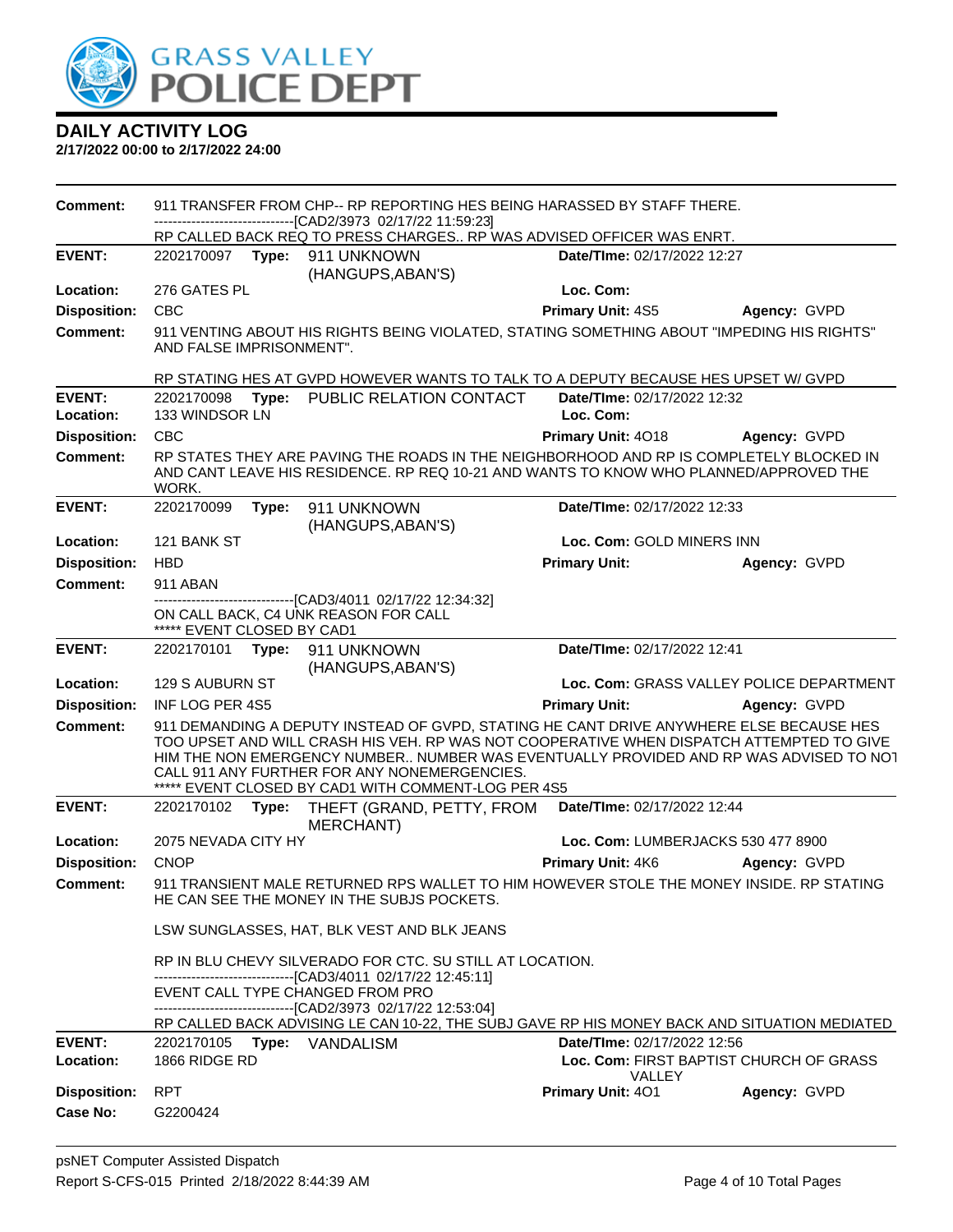# DAILY ACTIVITY LOG

**2/17/2022 00:00 to 2/17/2022 24:00**

**Comment:** 911 TRANSFER FROM CHP-- RP REPORTING HES BEING HARASSED BY STAFF THERE.
------------------------------[CAD2/3973 02/17/22 11:59:23]
RP CALLED BACK REQ TO PRESS CHARGES.. RP WAS ADVISED OFFICER WAS ENRT.

---

**EVENT:** 2202170097 **Type:** 911 UNKNOWN (HANGUPS,ABAN'S) **Date/TIme:** 02/17/2022 12:27
**Location:** 276 GATES PL **Loc. Com:**
**Disposition:** CBC **Primary Unit:** 4S5 **Agency:** GVPD
**Comment:** 911 VENTING ABOUT HIS RIGHTS BEING VIOLATED, STATING SOMETHING ABOUT "IMPEDING HIS RIGHTS" AND FALSE IMPRISONMENT".

RP STATING HES AT GVPD HOWEVER WANTS TO TALK TO A DEPUTY BECAUSE HES UPSET W/ GVPD

---

**EVENT:** 2202170098 **Type:** PUBLIC RELATION CONTACT **Date/TIme:** 02/17/2022 12:32
**Location:** 133 WINDSOR LN **Loc. Com:**
**Disposition:** CBC **Primary Unit:** 4O18 **Agency:** GVPD
**Comment:** RP STATES THEY ARE PAVING THE ROADS IN THE NEIGHBORHOOD AND RP IS COMPLETELY BLOCKED IN AND CANT LEAVE HIS RESIDENCE. RP REQ 10-21 AND WANTS TO KNOW WHO PLANNED/APPROVED THE WORK.

---

**EVENT:** 2202170099 **Type:** 911 UNKNOWN (HANGUPS,ABAN'S) **Date/TIme:** 02/17/2022 12:33
**Location:** 121 BANK ST **Loc. Com:** GOLD MINERS INN
**Disposition:** HBD **Primary Unit:** **Agency:** GVPD
**Comment:** 911 ABAN
------------------------------[CAD3/4011 02/17/22 12:34:32]
ON CALL BACK, C4 UNK REASON FOR CALL
***** EVENT CLOSED BY CAD1

---

**EVENT:** 2202170101 **Type:** 911 UNKNOWN (HANGUPS,ABAN'S) **Date/TIme:** 02/17/2022 12:41
**Location:** 129 S AUBURN ST **Loc. Com:** GRASS VALLEY POLICE DEPARTMENT
**Disposition:** INF LOG PER 4S5 **Primary Unit:** **Agency:** GVPD
**Comment:** 911 DEMANDING A DEPUTY INSTEAD OF GVPD, STATING HE CANT DRIVE ANYWHERE ELSE BECAUSE HES TOO UPSET AND WILL CRASH HIS VEH. RP WAS NOT COOPERATIVE WHEN DISPATCH ATTEMPTED TO GIVE HIM THE NON EMERGENCY NUMBER.. NUMBER WAS EVENTUALLY PROVIDED AND RP WAS ADVISED TO NOT CALL 911 ANY FURTHER FOR ANY NONEMERGENCIES.
***** EVENT CLOSED BY CAD1 WITH COMMENT-LOG PER 4S5

---

**EVENT:** 2202170102 **Type:** THEFT (GRAND, PETTY, FROM MERCHANT) **Date/TIme:** 02/17/2022 12:44
**Location:** 2075 NEVADA CITY HY **Loc. Com:** LUMBERJACKS 530 477 8900
**Disposition:** CNOP **Primary Unit:** 4K6 **Agency:** GVPD
**Comment:** 911 TRANSIENT MALE RETURNED RPS WALLET TO HIM HOWEVER STOLE THE MONEY INSIDE. RP STATING HE CAN SEE THE MONEY IN THE SUBJS POCKETS.

LSW SUNGLASSES, HAT, BLK VEST AND BLK JEANS

RP IN BLU CHEVY SILVERADO FOR CTC. SU STILL AT LOCATION.
------------------------------[CAD3/4011 02/17/22 12:45:11]
EVENT CALL TYPE CHANGED FROM PRO
------------------------------[CAD2/3973 02/17/22 12:53:04]
RP CALLED BACK ADVISING LE CAN 10-22, THE SUBJ GAVE RP HIS MONEY BACK AND SITUATION MEDIATED

---

**EVENT:** 2202170105 **Type:** VANDALISM **Date/TIme:** 02/17/2022 12:56
**Location:** 1866 RIDGE RD **Loc. Com:** FIRST BAPTIST CHURCH OF GRASS VALLEY
**Disposition:** RPT **Primary Unit:** 4O1 **Agency:** GVPD
**Case No:** G2200424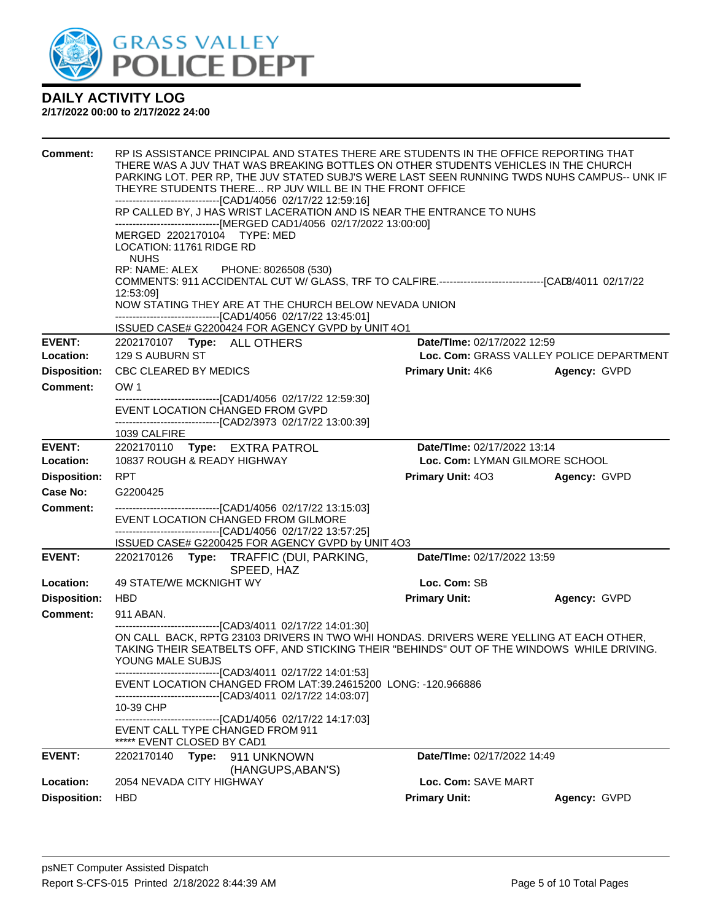# DAILY ACTIVITY LOG

**2/17/2022 00:00 to 2/17/2022 24:00**

**Comment:** RP IS ASSISTANCE PRINCIPAL AND STATES THERE ARE STUDENTS IN THE OFFICE REPORTING THAT THERE WAS A JUV THAT WAS BREAKING BOTTLES ON OTHER STUDENTS VEHICLES IN THE CHURCH PARKING LOT. PER RP, THE JUV STATED SUBJ'S WERE LAST SEEN RUNNING TWDS NUHS CAMPUS-- UNK IF THEYRE STUDENTS THERE... RP JUV WILL BE IN THE FRONT OFFICE
------------------------------[CAD1/4056 02/17/22 12:59:16]
RP CALLED BY, J HAS WRIST LACERATION AND IS NEAR THE ENTRANCE TO NUHS
------------------------------[MERGED CAD1/4056 02/17/2022 13:00:00]
MERGED 2202170104 TYPE: MED
LOCATION: 11761 RIDGE RD
NUHS
RP: NAME: ALEX PHONE: 8026508 (530)
COMMENTS: 911 ACCIDENTAL CUT W/ GLASS, TRF TO CALFIRE.------------------------------[CAD3/4011 02/17/22 12:53:09]
NOW STATING THEY ARE AT THE CHURCH BELOW NEVADA UNION
------------------------------[CAD1/4056 02/17/22 13:45:01]
ISSUED CASE# G2200424 FOR AGENCY GVPD by UNIT 4O1

---

**EVENT:** 2202170107 **Type:** ALL OTHERS **Date/TIme:** 02/17/2022 12:59
**Location:** 129 S AUBURN ST **Loc. Com:** GRASS VALLEY POLICE DEPARTMENT
**Disposition:** CBC CLEARED BY MEDICS **Primary Unit:** 4K6 **Agency:** GVPD
**Comment:** OW 1
------------------------------[CAD1/4056 02/17/22 12:59:30]
EVENT LOCATION CHANGED FROM GVPD
------------------------------[CAD2/3973 02/17/22 13:00:39]
1039 CALFIRE

---

**EVENT:** 2202170110 **Type:** EXTRA PATROL **Date/TIme:** 02/17/2022 13:14
**Location:** 10837 ROUGH & READY HIGHWAY **Loc. Com:** LYMAN GILMORE SCHOOL
**Disposition:** RPT **Primary Unit:** 4O3 **Agency:** GVPD
**Case No:** G2200425
**Comment:** ------------------------------[CAD1/4056 02/17/22 13:15:03]
EVENT LOCATION CHANGED FROM GILMORE
------------------------------[CAD1/4056 02/17/22 13:57:25]
ISSUED CASE# G2200425 FOR AGENCY GVPD by UNIT 4O3

---

**EVENT:** 2202170126 **Type:** TRAFFIC (DUI, PARKING, SPEED, HAZ **Date/TIme:** 02/17/2022 13:59
**Location:** 49 STATE/WE MCKNIGHT WY **Loc. Com:** SB
**Disposition:** HBD **Primary Unit:** **Agency:** GVPD
**Comment:** 911 ABAN.
------------------------------[CAD3/4011 02/17/22 14:01:30]
ON CALL BACK, RPTG 23103 DRIVERS IN TWO WHI HONDAS. DRIVERS WERE YELLING AT EACH OTHER, TAKING THEIR SEATBELTS OFF, AND STICKING THEIR "BEHINDS" OUT OF THE WINDOWS WHILE DRIVING. YOUNG MALE SUBJS
------------------------------[CAD3/4011 02/17/22 14:01:53]
EVENT LOCATION CHANGED FROM LAT:39.24615200 LONG: -120.966886
------------------------------[CAD3/4011 02/17/22 14:03:07]
10-39 CHP
------------------------------[CAD1/4056 02/17/22 14:17:03]
EVENT CALL TYPE CHANGED FROM 911
***** EVENT CLOSED BY CAD1

---

**EVENT:** 2202170140 **Type:** 911 UNKNOWN (HANGUPS,ABAN'S) **Date/TIme:** 02/17/2022 14:49
**Location:** 2054 NEVADA CITY HIGHWAY **Loc. Com:** SAVE MART
**Disposition:** HBD **Primary Unit:** **Agency:** GVPD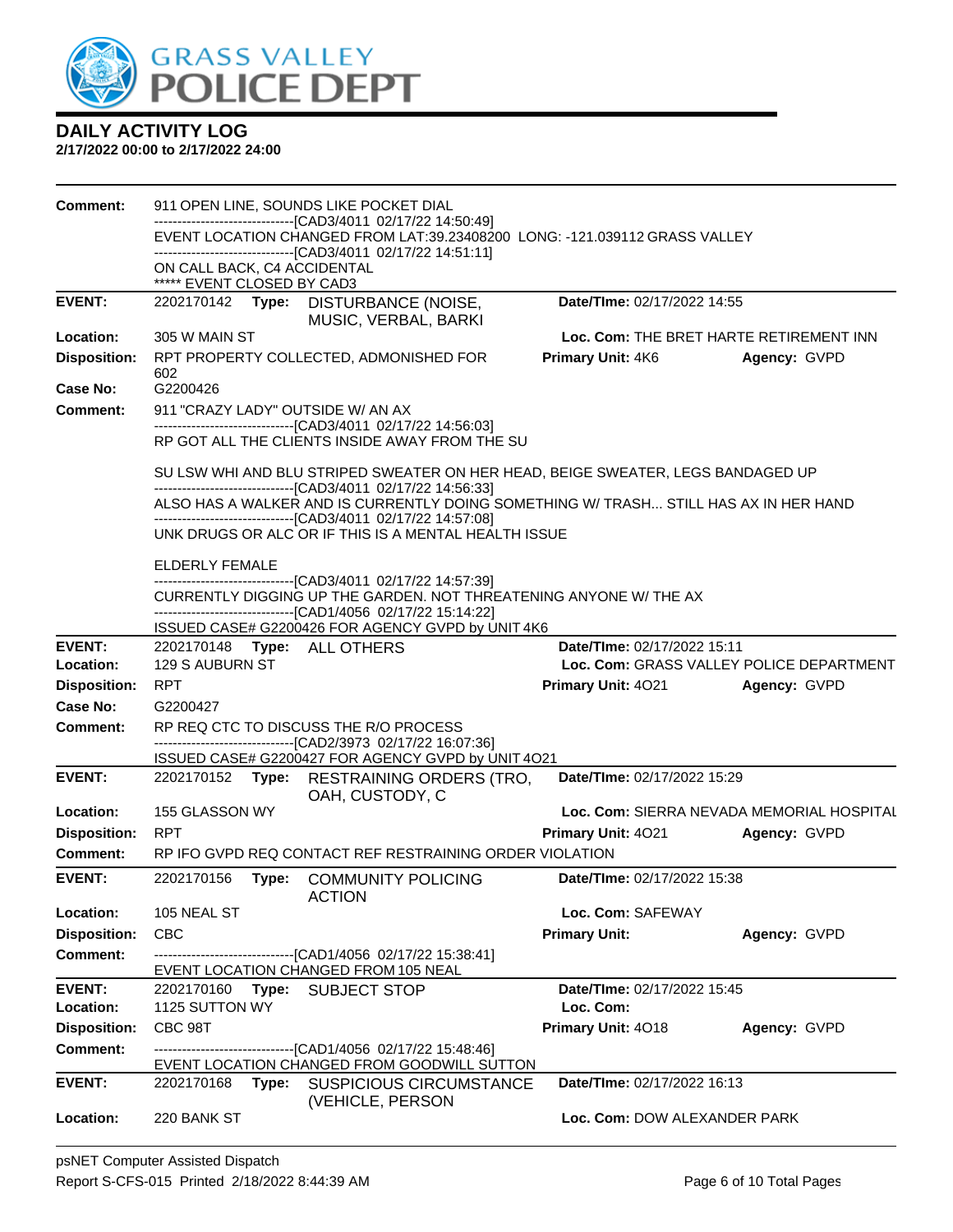# GRASS VALLEY POLICE DEPT

## DAILY ACTIVITY LOG

**2/17/2022 00:00 to 2/17/2022 24:00**

**Comment:** 911 OPEN LINE, SOUNDS LIKE POCKET DIAL
------------------------------[CAD3/4011 02/17/22 14:50:49]
EVENT LOCATION CHANGED FROM LAT:39.23408200 LONG: -121.039112 GRASS VALLEY
------------------------------[CAD3/4011 02/17/22 14:51:11]
ON CALL BACK, C4 ACCIDENTAL
***** EVENT CLOSED BY CAD3

---

**EVENT:** 2202170142 **Type:** DISTURBANCE (NOISE, MUSIC, VERBAL, BARKI **Date/TIme:** 02/17/2022 14:55
**Location:** 305 W MAIN ST **Loc. Com:** THE BRET HARTE RETIREMENT INN
**Disposition:** RPT PROPERTY COLLECTED, ADMONISHED FOR 602 **Primary Unit:** 4K6 **Agency:** GVPD
**Case No:** G2200426
**Comment:** 911 "CRAZY LADY" OUTSIDE W/ AN AX
------------------------------[CAD3/4011 02/17/22 14:56:03]
RP GOT ALL THE CLIENTS INSIDE AWAY FROM THE SU

SU LSW WHI AND BLU STRIPED SWEATER ON HER HEAD, BEIGE SWEATER, LEGS BANDAGED UP
------------------------------[CAD3/4011 02/17/22 14:56:33]
ALSO HAS A WALKER AND IS CURRENTLY DOING SOMETHING W/ TRASH... STILL HAS AX IN HER HAND
------------------------------[CAD3/4011 02/17/22 14:57:08]
UNK DRUGS OR ALC OR IF THIS IS A MENTAL HEALTH ISSUE

ELDERLY FEMALE
------------------------------[CAD3/4011 02/17/22 14:57:39]
CURRENTLY DIGGING UP THE GARDEN. NOT THREATENING ANYONE W/ THE AX
------------------------------[CAD1/4056 02/17/22 15:14:22]
ISSUED CASE# G2200426 FOR AGENCY GVPD by UNIT 4K6

---

**EVENT:** 2202170148 **Type:** ALL OTHERS **Date/TIme:** 02/17/2022 15:11
**Location:** 129 S AUBURN ST **Loc. Com:** GRASS VALLEY POLICE DEPARTMENT
**Disposition:** RPT **Primary Unit:** 4O21 **Agency:** GVPD
**Case No:** G2200427
**Comment:** RP REQ CTC TO DISCUSS THE R/O PROCESS
------------------------------[CAD2/3973 02/17/22 16:07:36]
ISSUED CASE# G2200427 FOR AGENCY GVPD by UNIT 4O21

---

**EVENT:** 2202170152 **Type:** RESTRAINING ORDERS (TRO, OAH, CUSTODY, C **Date/TIme:** 02/17/2022 15:29
**Location:** 155 GLASSON WY **Loc. Com:** SIERRA NEVADA MEMORIAL HOSPITAL
**Disposition:** RPT **Primary Unit:** 4O21 **Agency:** GVPD
**Comment:** RP IFO GVPD REQ CONTACT REF RESTRAINING ORDER VIOLATION

---

**EVENT:** 2202170156 **Type:** COMMUNITY POLICING ACTION **Date/TIme:** 02/17/2022 15:38
**Location:** 105 NEAL ST **Loc. Com:** SAFEWAY
**Disposition:** CBC **Primary Unit:** **Agency:** GVPD
**Comment:** ------------------------------[CAD1/4056 02/17/22 15:38:41]
EVENT LOCATION CHANGED FROM 105 NEAL

---

**EVENT:** 2202170160 **Type:** SUBJECT STOP **Date/TIme:** 02/17/2022 15:45
**Location:** 1125 SUTTON WY **Loc. Com:**
**Disposition:** CBC 98T **Primary Unit:** 4O18 **Agency:** GVPD
**Comment:** ------------------------------[CAD1/4056 02/17/22 15:48:46]
EVENT LOCATION CHANGED FROM GOODWILL SUTTON

---

**EVENT:** 2202170168 **Type:** SUSPICIOUS CIRCUMSTANCE (VEHICLE, PERSON **Date/TIme:** 02/17/2022 16:13
**Location:** 220 BANK ST **Loc. Com:** DOW ALEXANDER PARK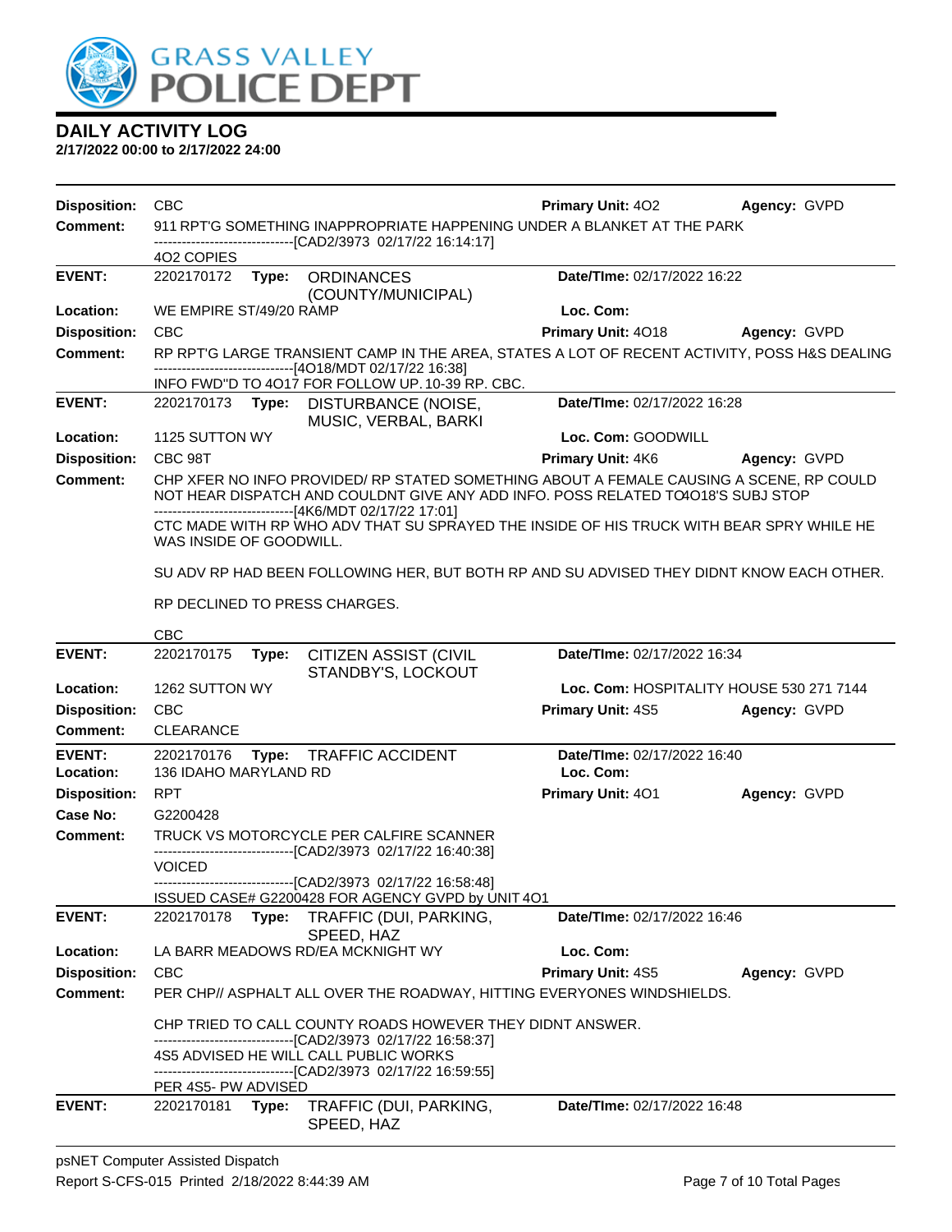# DAILY ACTIVITY LOG

**2/17/2022 00:00 to 2/17/2022 24:00**

**Disposition:** CBC | **Primary Unit:** 4O2 | **Agency:** GVPD

**Comment:** 911 RPT'G SOMETHING INAPPROPRIATE HAPPENING UNDER A BLANKET AT THE PARK
------------------------------[CAD2/3973 02/17/22 16:14:17]
4O2 COPIES

---

**EVENT:** 2202170172 **Type:** ORDINANCES (COUNTY/MUNICIPAL) | **Date/TIme:** 02/17/2022 16:22

**Location:** WE EMPIRE ST/49/20 RAMP | **Loc. Com:**

**Disposition:** CBC | **Primary Unit:** 4O18 | **Agency:** GVPD

**Comment:** RP RPT'G LARGE TRANSIENT CAMP IN THE AREA, STATES A LOT OF RECENT ACTIVITY, POSS H&S DEALING
------------------------------[4O18/MDT 02/17/22 16:38]
INFO FWD"D TO 4O17 FOR FOLLOW UP. 10-39 RP. CBC.

---

**EVENT:** 2202170173 **Type:** DISTURBANCE (NOISE, MUSIC, VERBAL, BARKI | **Date/TIme:** 02/17/2022 16:28

**Location:** 1125 SUTTON WY | **Loc. Com:** GOODWILL

**Disposition:** CBC 98T | **Primary Unit:** 4K6 | **Agency:** GVPD

**Comment:** CHP XFER NO INFO PROVIDED/ RP STATED SOMETHING ABOUT A FEMALE CAUSING A SCENE, RP COULD NOT HEAR DISPATCH AND COULDNT GIVE ANY ADD INFO. POSS RELATED TO4O18'S SUBJ STOP
------------------------------[4K6/MDT 02/17/22 17:01]
CTC MADE WITH RP WHO ADV THAT SU SPRAYED THE INSIDE OF HIS TRUCK WITH BEAR SPRY WHILE HE WAS INSIDE OF GOODWILL.

SU ADV RP HAD BEEN FOLLOWING HER, BUT BOTH RP AND SU ADVISED THEY DIDNT KNOW EACH OTHER.

RP DECLINED TO PRESS CHARGES.

CBC

---

**EVENT:** 2202170175 **Type:** CITIZEN ASSIST (CIVIL STANDBY'S, LOCKOUT | **Date/TIme:** 02/17/2022 16:34

**Location:** 1262 SUTTON WY | **Loc. Com:** HOSPITALITY HOUSE 530 271 7144

**Disposition:** CBC | **Primary Unit:** 4S5 | **Agency:** GVPD

**Comment:** CLEARANCE

---

**EVENT:** 2202170176 **Type:** TRAFFIC ACCIDENT | **Date/TIme:** 02/17/2022 16:40

**Location:** 136 IDAHO MARYLAND RD | **Loc. Com:**

**Disposition:** RPT | **Primary Unit:** 4O1 | **Agency:** GVPD

**Case No:** G2200428

**Comment:** TRUCK VS MOTORCYCLE PER CALFIRE SCANNER
------------------------------[CAD2/3973 02/17/22 16:40:38]
VOICED
------------------------------[CAD2/3973 02/17/22 16:58:48]
ISSUED CASE# G2200428 FOR AGENCY GVPD by UNIT 4O1

---

**EVENT:** 2202170178 **Type:** TRAFFIC (DUI, PARKING, SPEED, HAZ | **Date/TIme:** 02/17/2022 16:46

**Location:** LA BARR MEADOWS RD/EA MCKNIGHT WY | **Loc. Com:**

**Disposition:** CBC | **Primary Unit:** 4S5 | **Agency:** GVPD

**Comment:** PER CHP// ASPHALT ALL OVER THE ROADWAY, HITTING EVERYONES WINDSHIELDS.

CHP TRIED TO CALL COUNTY ROADS HOWEVER THEY DIDNT ANSWER.
------------------------------[CAD2/3973 02/17/22 16:58:37]
4S5 ADVISED HE WILL CALL PUBLIC WORKS
------------------------------[CAD2/3973 02/17/22 16:59:55]
PER 4S5- PW ADVISED

---

**EVENT:** 2202170181 **Type:** TRAFFIC (DUI, PARKING, SPEED, HAZ | **Date/TIme:** 02/17/2022 16:48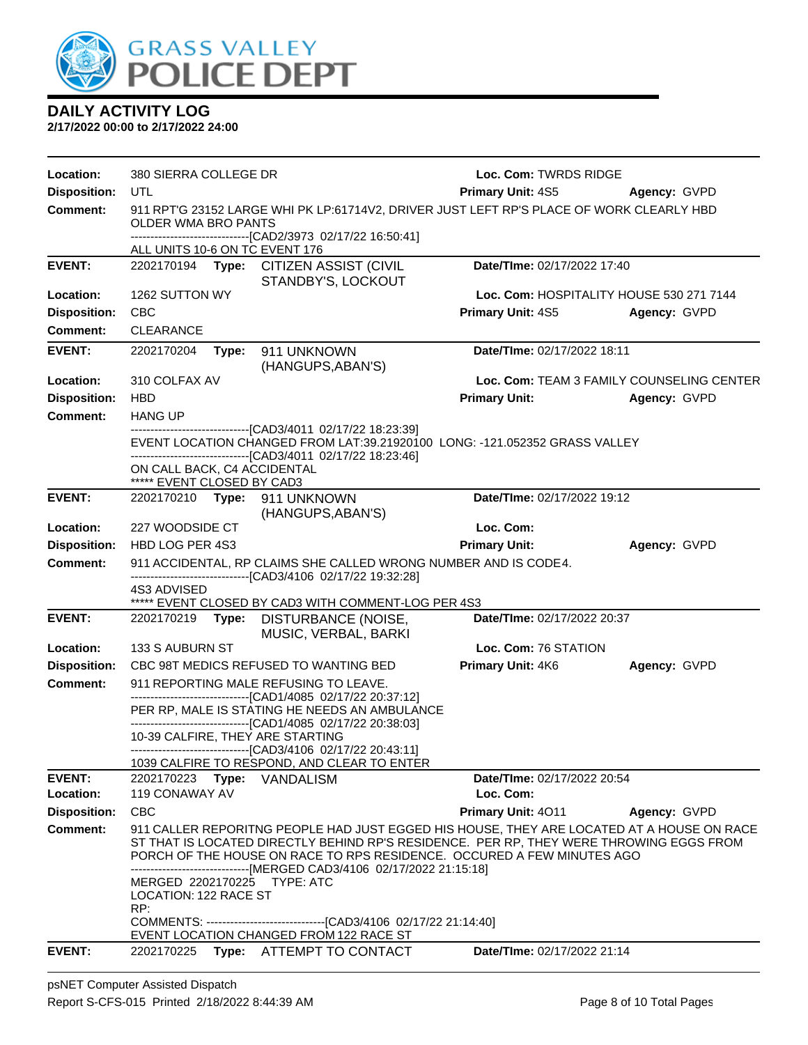# DAILY ACTIVITY LOG
**2/17/2022 00:00 to 2/17/2022 24:00**

**Location:** 380 SIERRA COLLEGE DR **Loc. Com:** TWRDS RIDGE
**Disposition:** UTL **Primary Unit:** 4S5 **Agency:** GVPD
**Comment:** 911 RPT'G 23152 LARGE WHI PK LP:61714V2, DRIVER JUST LEFT RP'S PLACE OF WORK CLEARLY HBD OLDER WMA BRO PANTS
------------------------------[CAD2/3973 02/17/22 16:50:41]
ALL UNITS 10-6 ON TC EVENT 176

---

**EVENT:** 2202170194 **Type:** CITIZEN ASSIST (CIVIL STANDBY'S, LOCKOUT **Date/TIme:** 02/17/2022 17:40
**Location:** 1262 SUTTON WY **Loc. Com:** HOSPITALITY HOUSE 530 271 7144
**Disposition:** CBC **Primary Unit:** 4S5 **Agency:** GVPD
**Comment:** CLEARANCE

---

**EVENT:** 2202170204 **Type:** 911 UNKNOWN (HANGUPS,ABAN'S) **Date/TIme:** 02/17/2022 18:11
**Location:** 310 COLFAX AV **Loc. Com:** TEAM 3 FAMILY COUNSELING CENTER
**Disposition:** HBD **Primary Unit:** **Agency:** GVPD
**Comment:** HANG UP
------------------------------[CAD3/4011 02/17/22 18:23:39]
EVENT LOCATION CHANGED FROM LAT:39.21920100 LONG: -121.052352 GRASS VALLEY
------------------------------[CAD3/4011 02/17/22 18:23:46]
ON CALL BACK, C4 ACCIDENTAL
***** EVENT CLOSED BY CAD3

---

**EVENT:** 2202170210 **Type:** 911 UNKNOWN (HANGUPS,ABAN'S) **Date/TIme:** 02/17/2022 19:12
**Location:** 227 WOODSIDE CT **Loc. Com:**
**Disposition:** HBD LOG PER 4S3 **Primary Unit:** **Agency:** GVPD
**Comment:** 911 ACCIDENTAL, RP CLAIMS SHE CALLED WRONG NUMBER AND IS CODE4.
------------------------------[CAD3/4106 02/17/22 19:32:28]
4S3 ADVISED
***** EVENT CLOSED BY CAD3 WITH COMMENT-LOG PER 4S3

---

**EVENT:** 2202170219 **Type:** DISTURBANCE (NOISE, MUSIC, VERBAL, BARKI **Date/TIme:** 02/17/2022 20:37
**Location:** 133 S AUBURN ST **Loc. Com:** 76 STATION
**Disposition:** CBC 98T MEDICS REFUSED TO WANTING BED **Primary Unit:** 4K6 **Agency:** GVPD
**Comment:** 911 REPORTING MALE REFUSING TO LEAVE.
------------------------------[CAD1/4085 02/17/22 20:37:12]
PER RP, MALE IS STATING HE NEEDS AN AMBULANCE
------------------------------[CAD1/4085 02/17/22 20:38:03]
10-39 CALFIRE, THEY ARE STARTING
------------------------------[CAD3/4106 02/17/22 20:43:11]
1039 CALFIRE TO RESPOND, AND CLEAR TO ENTER

---

**EVENT:** 2202170223 **Type:** VANDALISM **Date/TIme:** 02/17/2022 20:54
**Location:** 119 CONAWAY AV **Loc. Com:**
**Disposition:** CBC **Primary Unit:** 4O11 **Agency:** GVPD
**Comment:** 911 CALLER REPORITNG PEOPLE HAD JUST EGGED HIS HOUSE, THEY ARE LOCATED AT A HOUSE ON RACE ST THAT IS LOCATED DIRECTLY BEHIND RP'S RESIDENCE. PER RP, THEY WERE THROWING EGGS FROM PORCH OF THE HOUSE ON RACE TO RPS RESIDENCE. OCCURED A FEW MINUTES AGO
------------------------------[MERGED CAD3/4106 02/17/2022 21:15:18]
MERGED 2202170225 TYPE: ATC
LOCATION: 122 RACE ST
RP:
COMMENTS: ------------------------------[CAD3/4106 02/17/22 21:14:40]
EVENT LOCATION CHANGED FROM 122 RACE ST

---

**EVENT:** 2202170225 **Type:** ATTEMPT TO CONTACT **Date/TIme:** 02/17/2022 21:14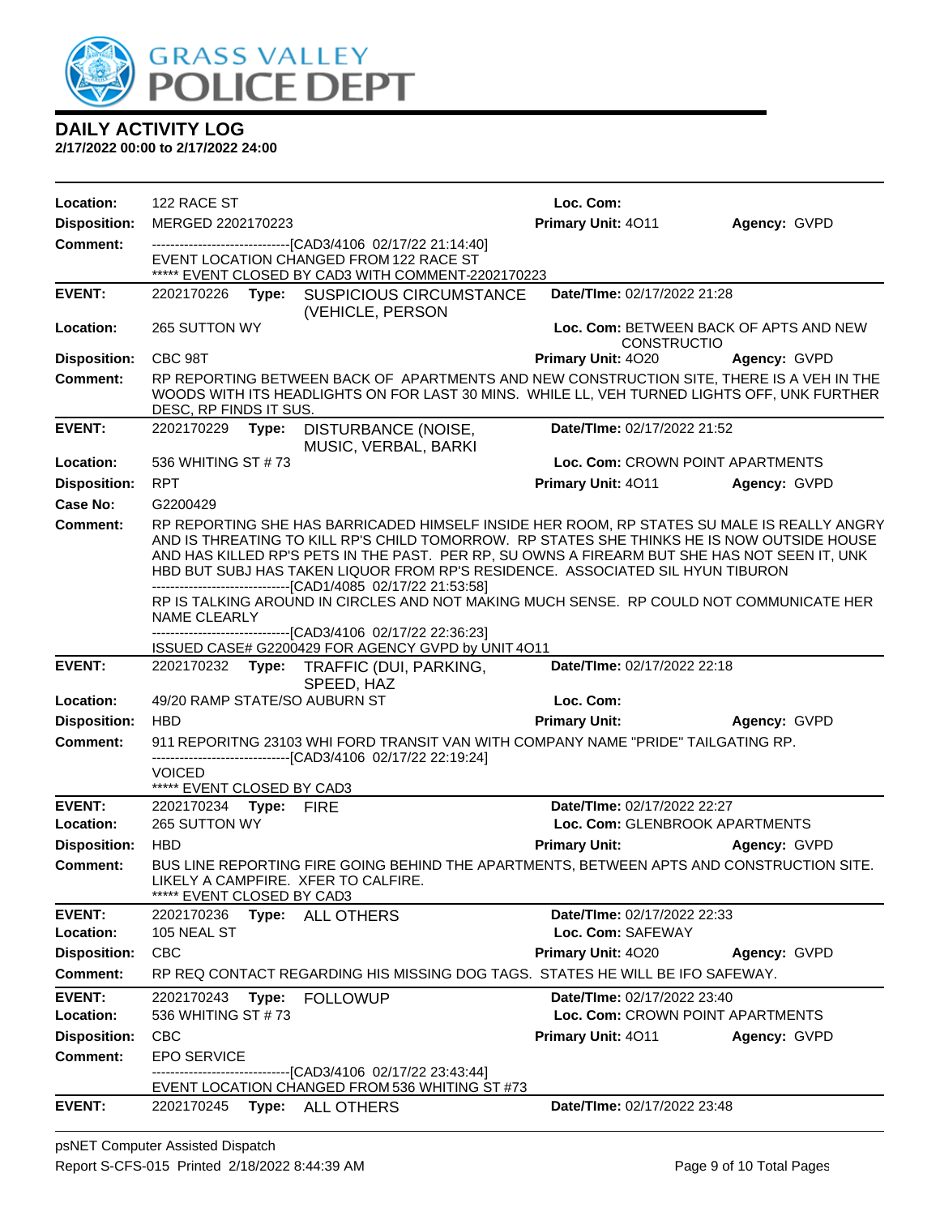# DAILY ACTIVITY LOG

**2/17/2022 00:00 to 2/17/2022 24:00**

**Location:** 122 RACE ST | **Loc. Com:**
**Disposition:** MERGED 2202170223 | **Primary Unit:** 4O11 | **Agency:** GVPD
**Comment:**
------------------------------[CAD3/4106 02/17/22 21:14:40]
EVENT LOCATION CHANGED FROM 122 RACE ST
***** EVENT CLOSED BY CAD3 WITH COMMENT-2202170223

---

**EVENT:** 2202170226 **Type:** SUSPICIOUS CIRCUMSTANCE (VEHICLE, PERSON | **Date/TIme:** 02/17/2022 21:28
**Location:** 265 SUTTON WY | **Loc. Com:** BETWEEN BACK OF APTS AND NEW CONSTRUCTIO
**Disposition:** CBC 98T | **Primary Unit:** 4O20 | **Agency:** GVPD
**Comment:** RP REPORTING BETWEEN BACK OF APARTMENTS AND NEW CONSTRUCTION SITE, THERE IS A VEH IN THE WOODS WITH ITS HEADLIGHTS ON FOR LAST 30 MINS. WHILE LL, VEH TURNED LIGHTS OFF, UNK FURTHER DESC, RP FINDS IT SUS.

---

**EVENT:** 2202170229 **Type:** DISTURBANCE (NOISE, MUSIC, VERBAL, BARKI | **Date/TIme:** 02/17/2022 21:52
**Location:** 536 WHITING ST # 73 | **Loc. Com:** CROWN POINT APARTMENTS
**Disposition:** RPT | **Primary Unit:** 4O11 | **Agency:** GVPD
**Case No:** G2200429
**Comment:** RP REPORTING SHE HAS BARRICADED HIMSELF INSIDE HER ROOM, RP STATES SU MALE IS REALLY ANGRY AND IS THREATING TO KILL RP'S CHILD TOMORROW. RP STATES SHE THINKS HE IS NOW OUTSIDE HOUSE AND HAS KILLED RP'S PETS IN THE PAST. PER RP, SU OWNS A FIREARM BUT SHE HAS NOT SEEN IT, UNK HBD BUT SUBJ HAS TAKEN LIQUOR FROM RP'S RESIDENCE. ASSOCIATED SIL HYUN TIBURON
------------------------------[CAD1/4085 02/17/22 21:53:58]
RP IS TALKING AROUND IN CIRCLES AND NOT MAKING MUCH SENSE. RP COULD NOT COMMUNICATE HER NAME CLEARLY
------------------------------[CAD3/4106 02/17/22 22:36:23]
ISSUED CASE# G2200429 FOR AGENCY GVPD by UNIT 4O11

---

**EVENT:** 2202170232 **Type:** TRAFFIC (DUI, PARKING, SPEED, HAZ | **Date/TIme:** 02/17/2022 22:18
**Location:** 49/20 RAMP STATE/SO AUBURN ST | **Loc. Com:**
**Disposition:** HBD | **Primary Unit:** | **Agency:** GVPD
**Comment:** 911 REPORITNG 23103 WHI FORD TRANSIT VAN WITH COMPANY NAME "PRIDE" TAILGATING RP.
------------------------------[CAD3/4106 02/17/22 22:19:24]
VOICED
***** EVENT CLOSED BY CAD3

---

**EVENT:** 2202170234 **Type:** FIRE | **Date/TIme:** 02/17/2022 22:27
**Location:** 265 SUTTON WY | **Loc. Com:** GLENBROOK APARTMENTS
**Disposition:** HBD | **Primary Unit:** | **Agency:** GVPD
**Comment:** BUS LINE REPORTING FIRE GOING BEHIND THE APARTMENTS, BETWEEN APTS AND CONSTRUCTION SITE. LIKELY A CAMPFIRE. XFER TO CALFIRE.
***** EVENT CLOSED BY CAD3

---

**EVENT:** 2202170236 **Type:** ALL OTHERS | **Date/TIme:** 02/17/2022 22:33
**Location:** 105 NEAL ST | **Loc. Com:** SAFEWAY
**Disposition:** CBC | **Primary Unit:** 4O20 | **Agency:** GVPD
**Comment:** RP REQ CONTACT REGARDING HIS MISSING DOG TAGS. STATES HE WILL BE IFO SAFEWAY.

---

**EVENT:** 2202170243 **Type:** FOLLOWUP | **Date/TIme:** 02/17/2022 23:40
**Location:** 536 WHITING ST # 73 | **Loc. Com:** CROWN POINT APARTMENTS
**Disposition:** CBC | **Primary Unit:** 4O11 | **Agency:** GVPD
**Comment:** EPO SERVICE
------------------------------[CAD3/4106 02/17/22 23:43:44]
EVENT LOCATION CHANGED FROM 536 WHITING ST #73

---

**EVENT:** 2202170245 **Type:** ALL OTHERS | **Date/TIme:** 02/17/2022 23:48

psNET Computer Assisted Dispatch
Report S-CFS-015 Printed 2/18/2022 8:44:39 AM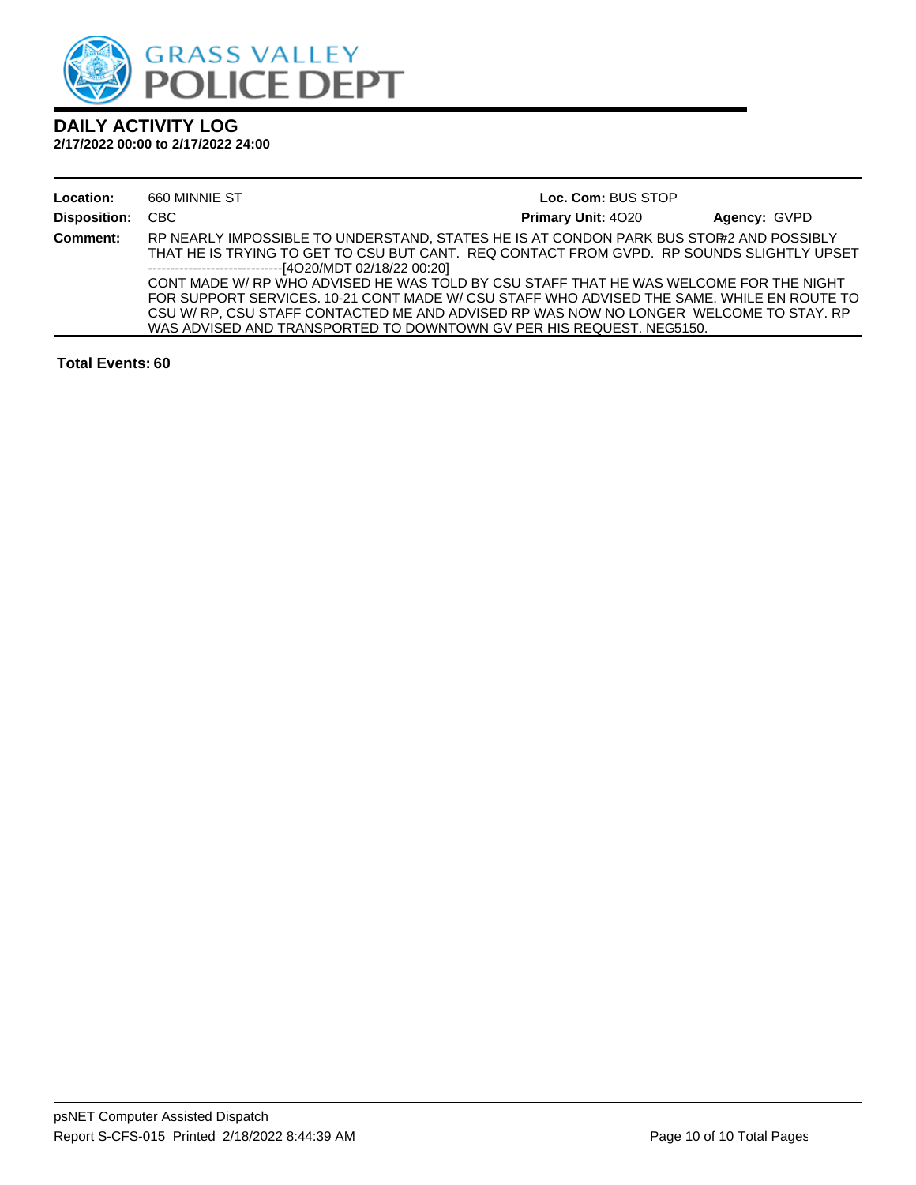## DAILY ACTIVITY LOG

**2/17/2022 00:00 to 2/17/2022 24:00**

**Location:** 660 MINNIE ST **Loc. Com:** BUS STOP

**Disposition:** CBC **Primary Unit:** 4O20 **Agency:** GVPD

**Comment:** RP NEARLY IMPOSSIBLE TO UNDERSTAND, STATES HE IS AT CONDON PARK BUS STOP#2 AND POSSIBLY THAT HE IS TRYING TO GET TO CSU BUT CANT. REQ CONTACT FROM GVPD. RP SOUNDS SLIGHTLY UPSET
------------------------------[4O20/MDT 02/18/22 00:20]
CONT MADE W/ RP WHO ADVISED HE WAS TOLD BY CSU STAFF THAT HE WAS WELCOME FOR THE NIGHT FOR SUPPORT SERVICES. 10-21 CONT MADE W/ CSU STAFF WHO ADVISED THE SAME. WHILE EN ROUTE TO CSU W/ RP, CSU STAFF CONTACTED ME AND ADVISED RP WAS NOW NO LONGER WELCOME TO STAY. RP WAS ADVISED AND TRANSPORTED TO DOWNTOWN GV PER HIS REQUEST. NEG5150.

**Total Events: 60**